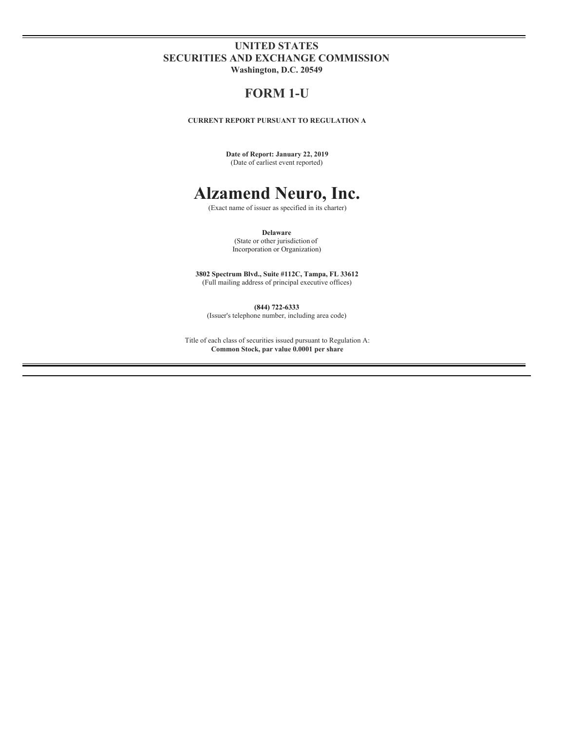**UNITED STATES**
**SECURITIES AND EXCHANGE COMMISSION**
**Washington, D.C. 20549**

# FORM 1-U

**CURRENT REPORT PURSUANT TO REGULATION A**

**Date of Report: January 22, 2019**
(Date of earliest event reported)

# Alzamend Neuro, Inc.

(Exact name of issuer as specified in its charter)

**Delaware**
(State or other jurisdiction of
Incorporation or Organization)

**3802 Spectrum Blvd., Suite #112C, Tampa, FL 33612**
(Full mailing address of principal executive offices)

**(844) 722-6333**
(Issuer's telephone number, including area code)

Title of each class of securities issued pursuant to Regulation A:
**Common Stock, par value 0.0001 per share**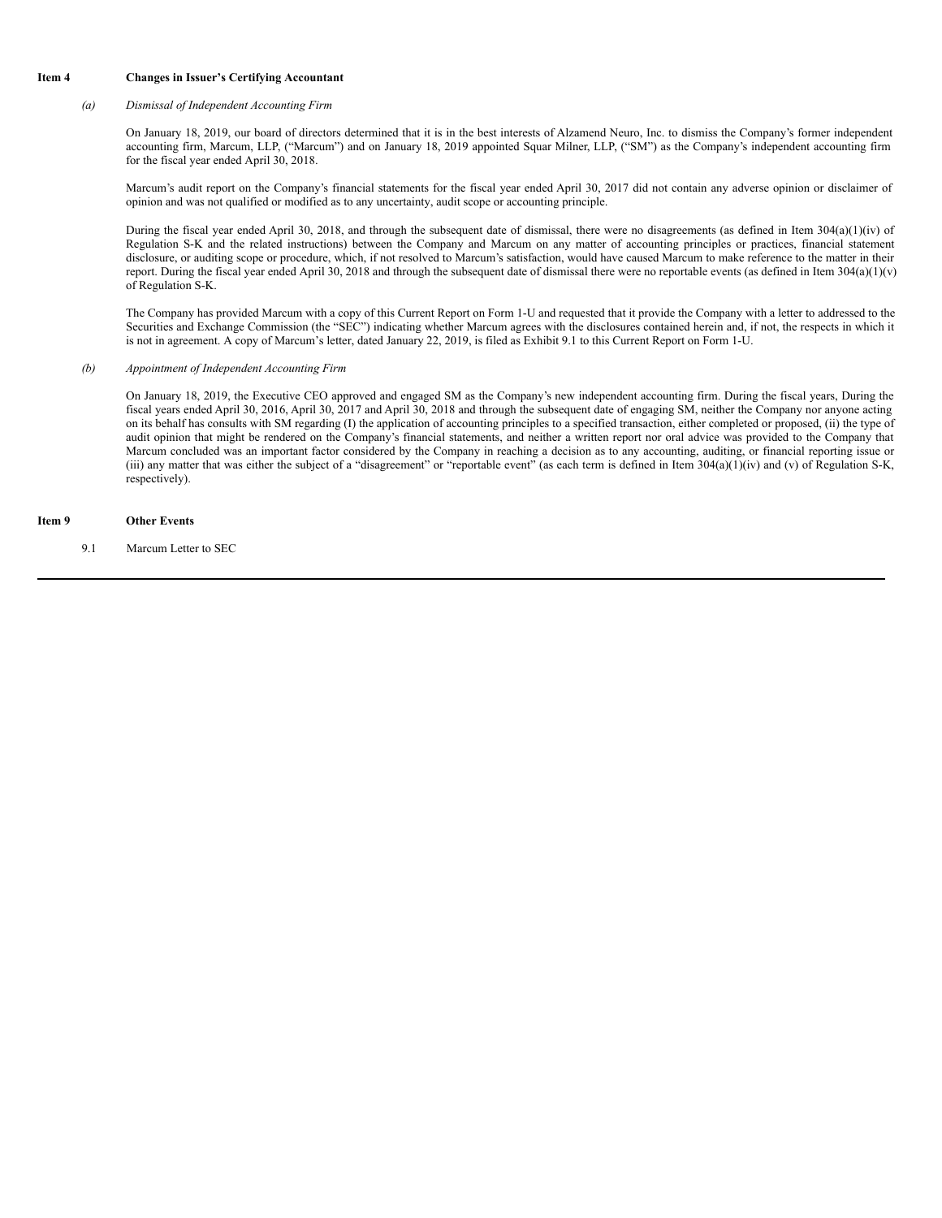**Item 4 Changes in Issuer's Certifying Accountant**

*(a) Dismissal of Independent Accounting Firm*

On January 18, 2019, our board of directors determined that it is in the best interests of Alzamend Neuro, Inc. to dismiss the Company's former independent accounting firm, Marcum, LLP, ("Marcum") and on January 18, 2019 appointed Squar Milner, LLP, ("SM") as the Company's independent accounting firm for the fiscal year ended April 30, 2018.

Marcum's audit report on the Company's financial statements for the fiscal year ended April 30, 2017 did not contain any adverse opinion or disclaimer of opinion and was not qualified or modified as to any uncertainty, audit scope or accounting principle.

During the fiscal year ended April 30, 2018, and through the subsequent date of dismissal, there were no disagreements (as defined in Item 304(a)(1)(iv) of Regulation S-K and the related instructions) between the Company and Marcum on any matter of accounting principles or practices, financial statement disclosure, or auditing scope or procedure, which, if not resolved to Marcum's satisfaction, would have caused Marcum to make reference to the matter in their report. During the fiscal year ended April 30, 2018 and through the subsequent date of dismissal there were no reportable events (as defined in Item 304(a)(1)(v) of Regulation S-K.

The Company has provided Marcum with a copy of this Current Report on Form 1-U and requested that it provide the Company with a letter to addressed to the Securities and Exchange Commission (the "SEC") indicating whether Marcum agrees with the disclosures contained herein and, if not, the respects in which it is not in agreement. A copy of Marcum's letter, dated January 22, 2019, is filed as Exhibit 9.1 to this Current Report on Form 1-U.

*(b) Appointment of Independent Accounting Firm*

On January 18, 2019, the Executive CEO approved and engaged SM as the Company's new independent accounting firm. During the fiscal years, During the fiscal years ended April 30, 2016, April 30, 2017 and April 30, 2018 and through the subsequent date of engaging SM, neither the Company nor anyone acting on its behalf has consults with SM regarding (I) the application of accounting principles to a specified transaction, either completed or proposed, (ii) the type of audit opinion that might be rendered on the Company's financial statements, and neither a written report nor oral advice was provided to the Company that Marcum concluded was an important factor considered by the Company in reaching a decision as to any accounting, auditing, or financial reporting issue or (iii) any matter that was either the subject of a "disagreement" or "reportable event" (as each term is defined in Item 304(a)(1)(iv) and (v) of Regulation S-K, respectively).

**Item 9 Other Events**

9.1 Marcum Letter to SEC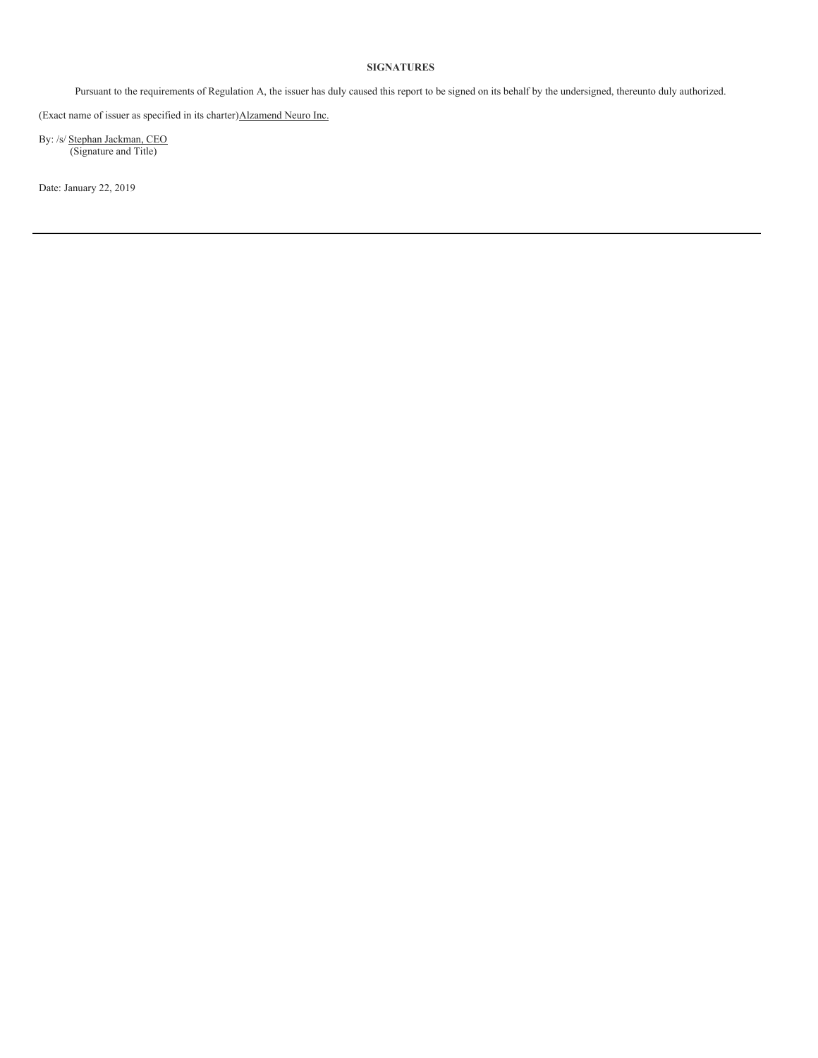**SIGNATURES**

Pursuant to the requirements of Regulation A, the issuer has duly caused this report to be signed on its behalf by the undersigned, thereunto duly authorized.

(Exact name of issuer as specified in its charter)Alzamend Neuro Inc.

By: /s/ Stephan Jackman, CEO
(Signature and Title)

Date: January 22, 2019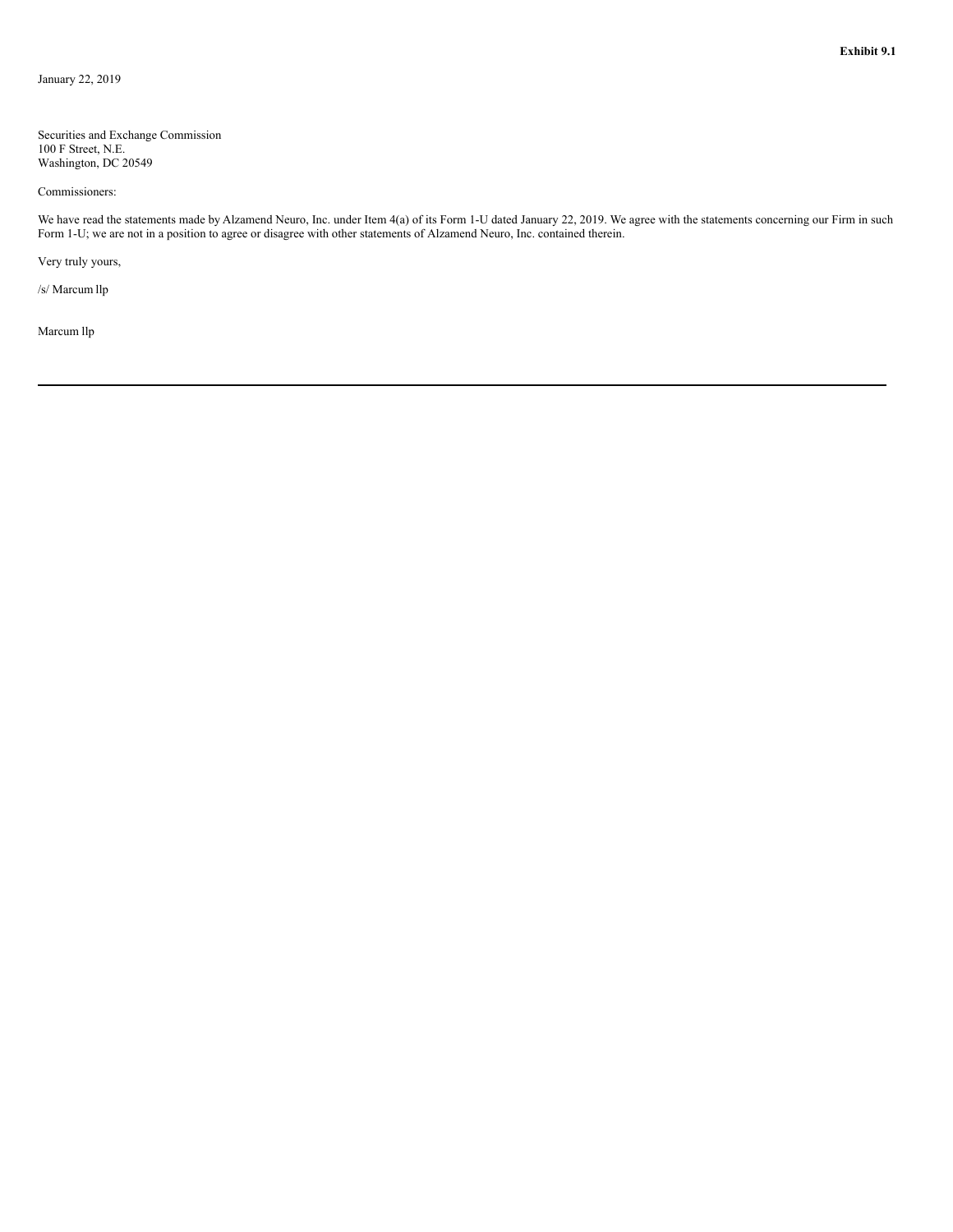**Exhibit 9.1**

January 22, 2019

Securities and Exchange Commission
100 F Street, N.E.
Washington, DC 20549

Commissioners:

We have read the statements made by Alzamend Neuro, Inc. under Item 4(a) of its Form 1-U dated January 22, 2019. We agree with the statements concerning our Firm in such Form 1-U; we are not in a position to agree or disagree with other statements of Alzamend Neuro, Inc. contained therein.

Very truly yours,

/s/ Marcum llp

Marcum llp